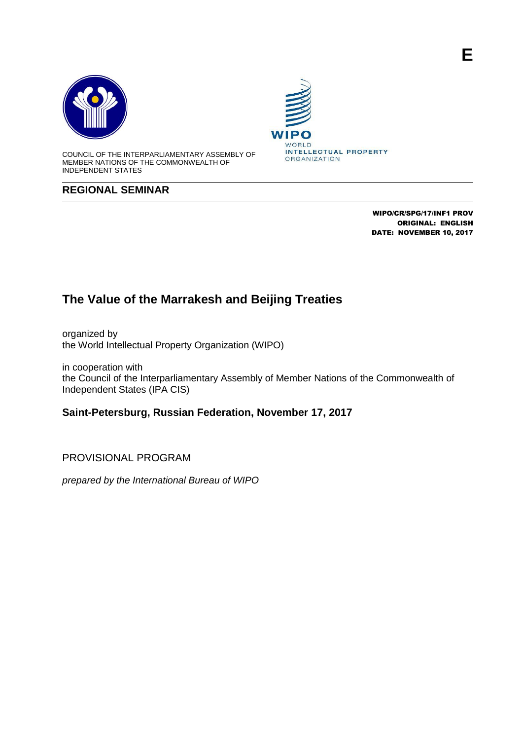E

COUNCIL OF THE INTERPARLIAMENTARY ASSEMBLY OF MEMBER NATIONS OF THE COMMONWEALTH OF INDEPENDENT STATES

WIPO
WORLD
INTELLECTUAL PROPERTY
ORGANIZATION

## REGIONAL SEMINAR

**WIPO/CR/SPG/17/INF1 PROV**
**ORIGINAL: ENGLISH**
**DATE: NOVEMBER 10, 2017**

# The Value of the Marrakesh and Beijing Treaties

organized by
the World Intellectual Property Organization (WIPO)

in cooperation with
the Council of the Interparliamentary Assembly of Member Nations of the Commonwealth of Independent States (IPA CIS)

**Saint-Petersburg, Russian Federation, November 17, 2017**

PROVISIONAL PROGRAM

*prepared by the International Bureau of WIPO*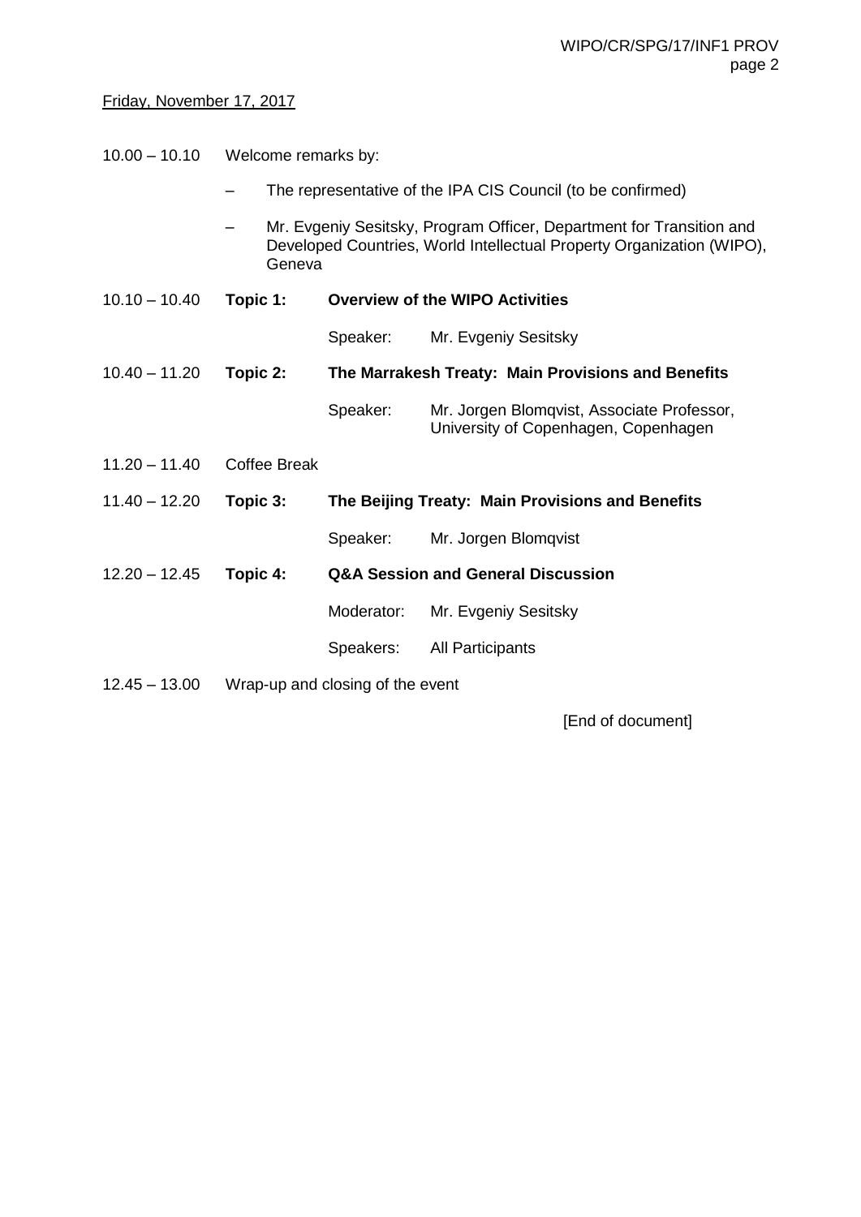Friday, November 17, 2017

| | | | |
|---|---|---|---|
| 10.00 – 10.10 | Welcome remarks by: | | |
| | – The representative of the IPA CIS Council (to be confirmed) | | |
| | – Mr. Evgeniy Sesitsky, Program Officer, Department for Transition and Developed Countries, World Intellectual Property Organization (WIPO), Geneva | | |
| 10.10 – 10.40 | **Topic 1:** | **Overview of the WIPO Activities** | |
| | | Speaker: | Mr. Evgeniy Sesitsky |
| 10.40 – 11.20 | **Topic 2:** | **The Marrakesh Treaty: Main Provisions and Benefits** | |
| | | Speaker: | Mr. Jorgen Blomqvist, Associate Professor, University of Copenhagen, Copenhagen |
| 11.20 – 11.40 | Coffee Break | | |
| 11.40 – 12.20 | **Topic 3:** | **The Beijing Treaty: Main Provisions and Benefits** | |
| | | Speaker: | Mr. Jorgen Blomqvist |
| 12.20 – 12.45 | **Topic 4:** | **Q&A Session and General Discussion** | |
| | | Moderator: | Mr. Evgeniy Sesitsky |
| | | Speakers: | All Participants |
| 12.45 – 13.00 | Wrap-up and closing of the event | | |

[End of document]